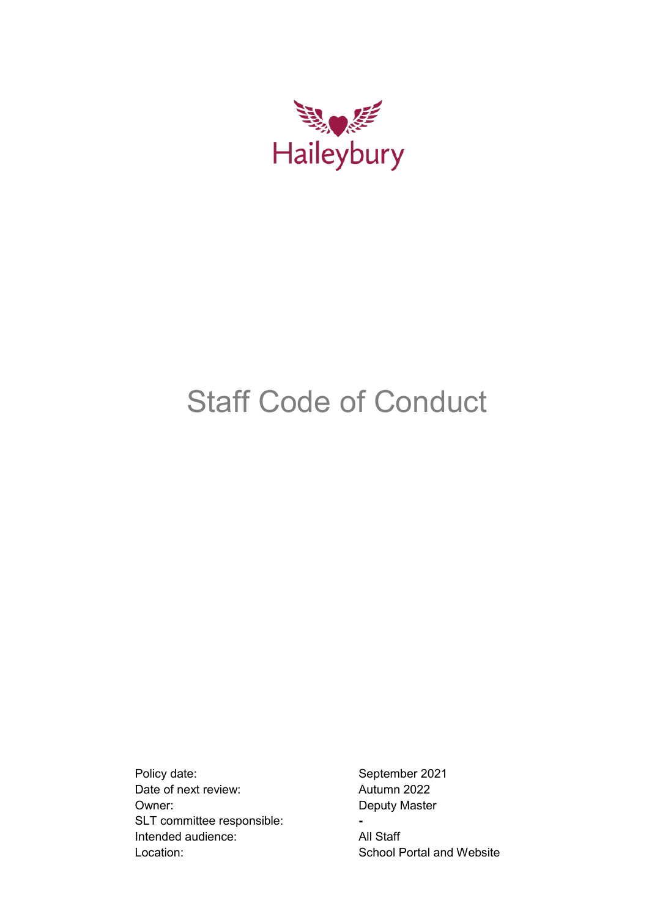Haileybury

# Staff Code of Conduct

| | |
|---|---|
| Policy date: | September 2021 |
| Date of next review: | Autumn 2022 |
| Owner: | Deputy Master |
| SLT committee responsible: | - |
| Intended audience: | All Staff |
| Location: | School Portal and Website |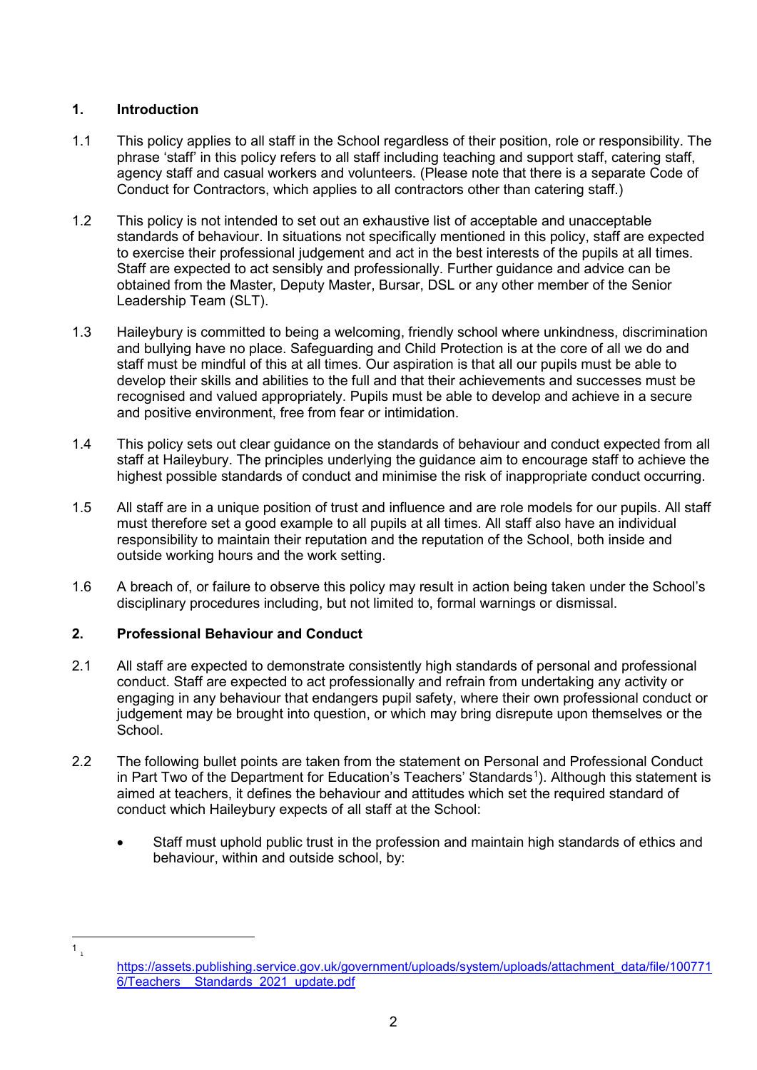## 1. Introduction

1.1 This policy applies to all staff in the School regardless of their position, role or responsibility. The phrase 'staff' in this policy refers to all staff including teaching and support staff, catering staff, agency staff and casual workers and volunteers. (Please note that there is a separate Code of Conduct for Contractors, which applies to all contractors other than catering staff.)

1.2 This policy is not intended to set out an exhaustive list of acceptable and unacceptable standards of behaviour. In situations not specifically mentioned in this policy, staff are expected to exercise their professional judgement and act in the best interests of the pupils at all times. Staff are expected to act sensibly and professionally. Further guidance and advice can be obtained from the Master, Deputy Master, Bursar, DSL or any other member of the Senior Leadership Team (SLT).

1.3 Haileybury is committed to being a welcoming, friendly school where unkindness, discrimination and bullying have no place. Safeguarding and Child Protection is at the core of all we do and staff must be mindful of this at all times. Our aspiration is that all our pupils must be able to develop their skills and abilities to the full and that their achievements and successes must be recognised and valued appropriately. Pupils must be able to develop and achieve in a secure and positive environment, free from fear or intimidation.

1.4 This policy sets out clear guidance on the standards of behaviour and conduct expected from all staff at Haileybury. The principles underlying the guidance aim to encourage staff to achieve the highest possible standards of conduct and minimise the risk of inappropriate conduct occurring.

1.5 All staff are in a unique position of trust and influence and are role models for our pupils. All staff must therefore set a good example to all pupils at all times. All staff also have an individual responsibility to maintain their reputation and the reputation of the School, both inside and outside working hours and the work setting.

1.6 A breach of, or failure to observe this policy may result in action being taken under the School's disciplinary procedures including, but not limited to, formal warnings or dismissal.

## 2. Professional Behaviour and Conduct

2.1 All staff are expected to demonstrate consistently high standards of personal and professional conduct. Staff are expected to act professionally and refrain from undertaking any activity or engaging in any behaviour that endangers pupil safety, where their own professional conduct or judgement may be brought into question, or which may bring disrepute upon themselves or the School.

2.2 The following bullet points are taken from the statement on Personal and Professional Conduct in Part Two of the Department for Education's Teachers' Standards[1]). Although this statement is aimed at teachers, it defines the behaviour and attitudes which set the required standard of conduct which Haileybury expects of all staff at the School:

- Staff must uphold public trust in the profession and maintain high standards of ethics and behaviour, within and outside school, by:

---

[1] https://assets.publishing.service.gov.uk/government/uploads/system/uploads/attachment_data/file/1007716/Teachers__Standards_2021_update.pdf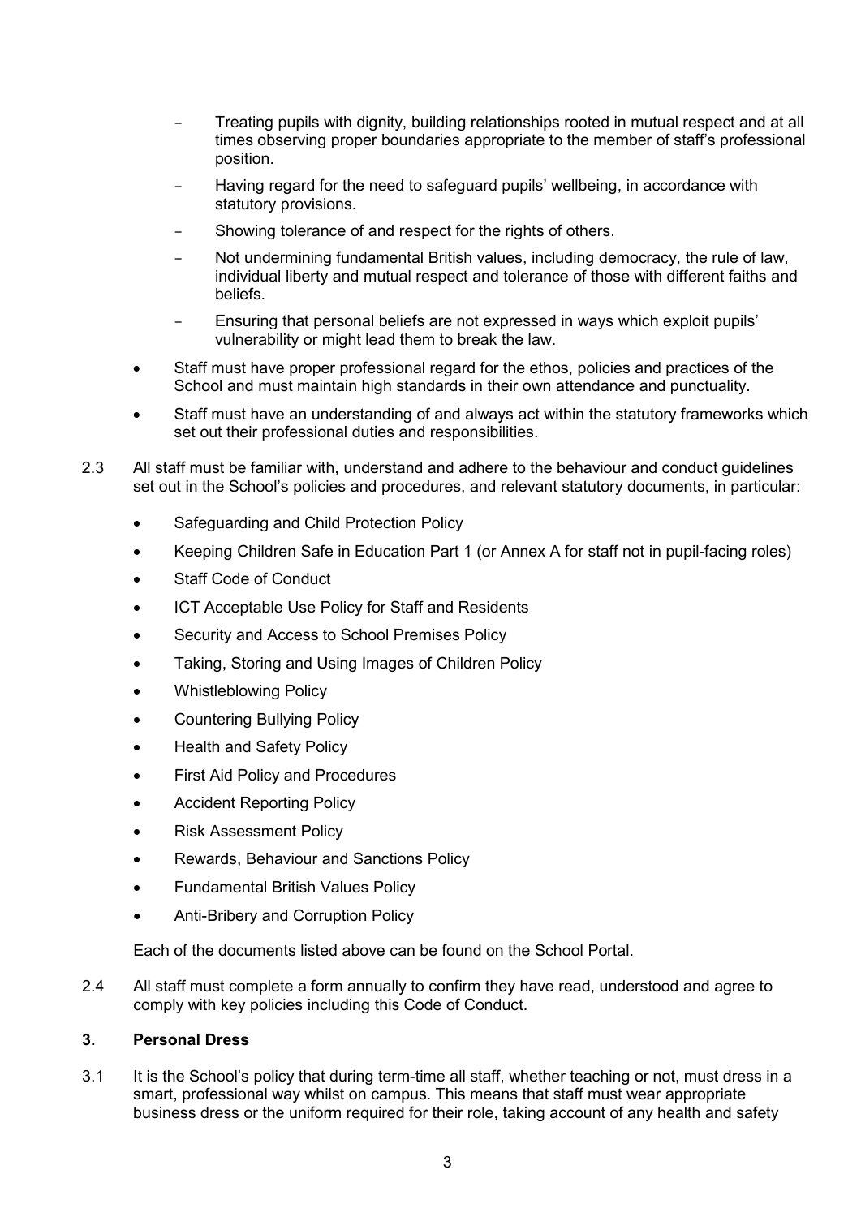- Treating pupils with dignity, building relationships rooted in mutual respect and at all times observing proper boundaries appropriate to the member of staff's professional position.
- Having regard for the need to safeguard pupils' wellbeing, in accordance with statutory provisions.
- Showing tolerance of and respect for the rights of others.
- Not undermining fundamental British values, including democracy, the rule of law, individual liberty and mutual respect and tolerance of those with different faiths and beliefs.
- Ensuring that personal beliefs are not expressed in ways which exploit pupils' vulnerability or might lead them to break the law.

- Staff must have proper professional regard for the ethos, policies and practices of the School and must maintain high standards in their own attendance and punctuality.
- Staff must have an understanding of and always act within the statutory frameworks which set out their professional duties and responsibilities.

2.3 All staff must be familiar with, understand and adhere to the behaviour and conduct guidelines set out in the School's policies and procedures, and relevant statutory documents, in particular:

- Safeguarding and Child Protection Policy
- Keeping Children Safe in Education Part 1 (or Annex A for staff not in pupil-facing roles)
- Staff Code of Conduct
- ICT Acceptable Use Policy for Staff and Residents
- Security and Access to School Premises Policy
- Taking, Storing and Using Images of Children Policy
- Whistleblowing Policy
- Countering Bullying Policy
- Health and Safety Policy
- First Aid Policy and Procedures
- Accident Reporting Policy
- Risk Assessment Policy
- Rewards, Behaviour and Sanctions Policy
- Fundamental British Values Policy
- Anti-Bribery and Corruption Policy

Each of the documents listed above can be found on the School Portal.

2.4 All staff must complete a form annually to confirm they have read, understood and agree to comply with key policies including this Code of Conduct.

## 3. Personal Dress

3.1 It is the School's policy that during term-time all staff, whether teaching or not, must dress in a smart, professional way whilst on campus. This means that staff must wear appropriate business dress or the uniform required for their role, taking account of any health and safety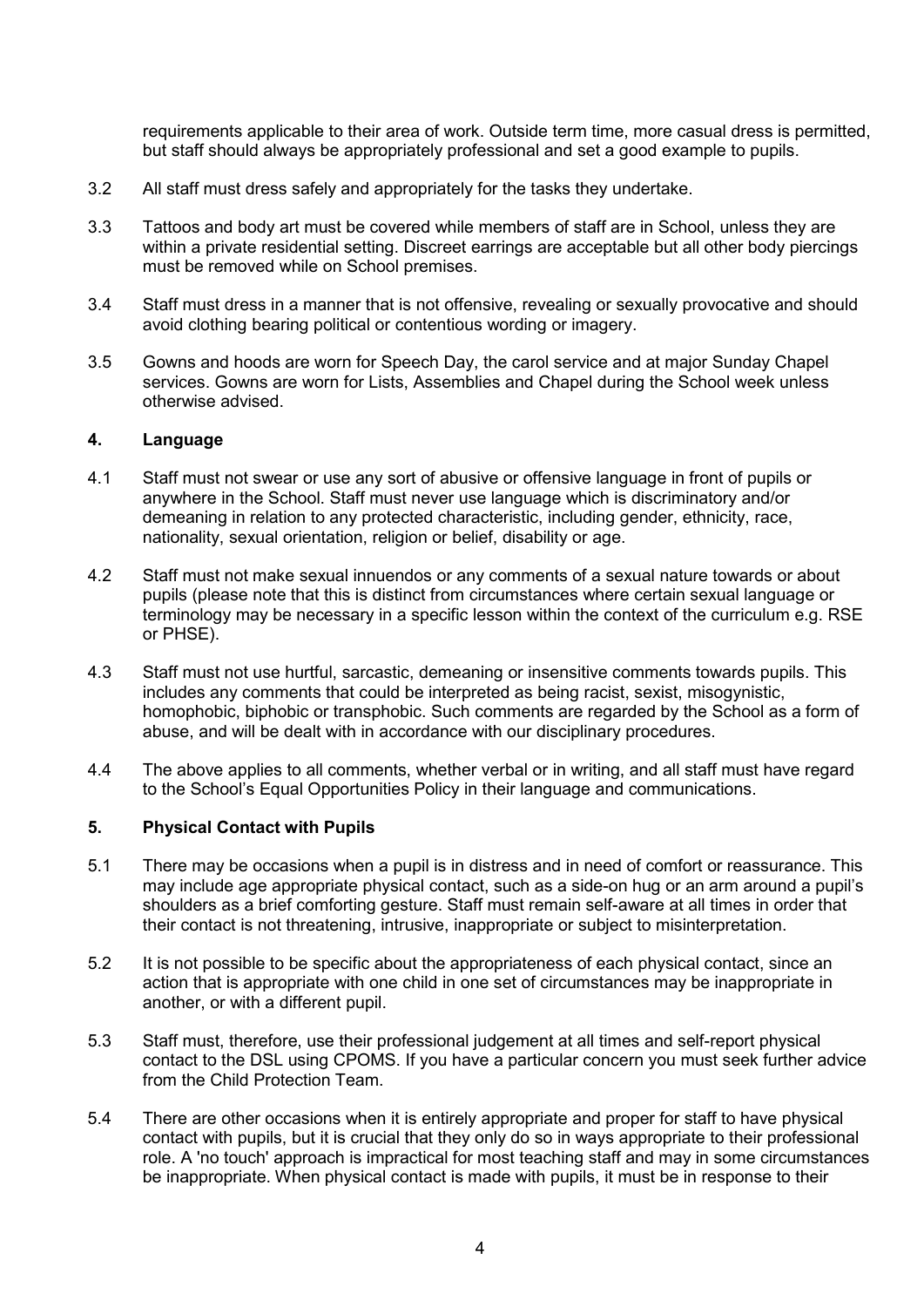requirements applicable to their area of work. Outside term time, more casual dress is permitted, but staff should always be appropriately professional and set a good example to pupils.

3.2 All staff must dress safely and appropriately for the tasks they undertake.

3.3 Tattoos and body art must be covered while members of staff are in School, unless they are within a private residential setting. Discreet earrings are acceptable but all other body piercings must be removed while on School premises.

3.4 Staff must dress in a manner that is not offensive, revealing or sexually provocative and should avoid clothing bearing political or contentious wording or imagery.

3.5 Gowns and hoods are worn for Speech Day, the carol service and at major Sunday Chapel services. Gowns are worn for Lists, Assemblies and Chapel during the School week unless otherwise advised.

## 4. Language

4.1 Staff must not swear or use any sort of abusive or offensive language in front of pupils or anywhere in the School. Staff must never use language which is discriminatory and/or demeaning in relation to any protected characteristic, including gender, ethnicity, race, nationality, sexual orientation, religion or belief, disability or age.

4.2 Staff must not make sexual innuendos or any comments of a sexual nature towards or about pupils (please note that this is distinct from circumstances where certain sexual language or terminology may be necessary in a specific lesson within the context of the curriculum e.g. RSE or PHSE).

4.3 Staff must not use hurtful, sarcastic, demeaning or insensitive comments towards pupils. This includes any comments that could be interpreted as being racist, sexist, misogynistic, homophobic, biphobic or transphobic. Such comments are regarded by the School as a form of abuse, and will be dealt with in accordance with our disciplinary procedures.

4.4 The above applies to all comments, whether verbal or in writing, and all staff must have regard to the School's Equal Opportunities Policy in their language and communications.

## 5. Physical Contact with Pupils

5.1 There may be occasions when a pupil is in distress and in need of comfort or reassurance. This may include age appropriate physical contact, such as a side-on hug or an arm around a pupil's shoulders as a brief comforting gesture. Staff must remain self-aware at all times in order that their contact is not threatening, intrusive, inappropriate or subject to misinterpretation.

5.2 It is not possible to be specific about the appropriateness of each physical contact, since an action that is appropriate with one child in one set of circumstances may be inappropriate in another, or with a different pupil.

5.3 Staff must, therefore, use their professional judgement at all times and self-report physical contact to the DSL using CPOMS. If you have a particular concern you must seek further advice from the Child Protection Team.

5.4 There are other occasions when it is entirely appropriate and proper for staff to have physical contact with pupils, but it is crucial that they only do so in ways appropriate to their professional role. A 'no touch' approach is impractical for most teaching staff and may in some circumstances be inappropriate. When physical contact is made with pupils, it must be in response to their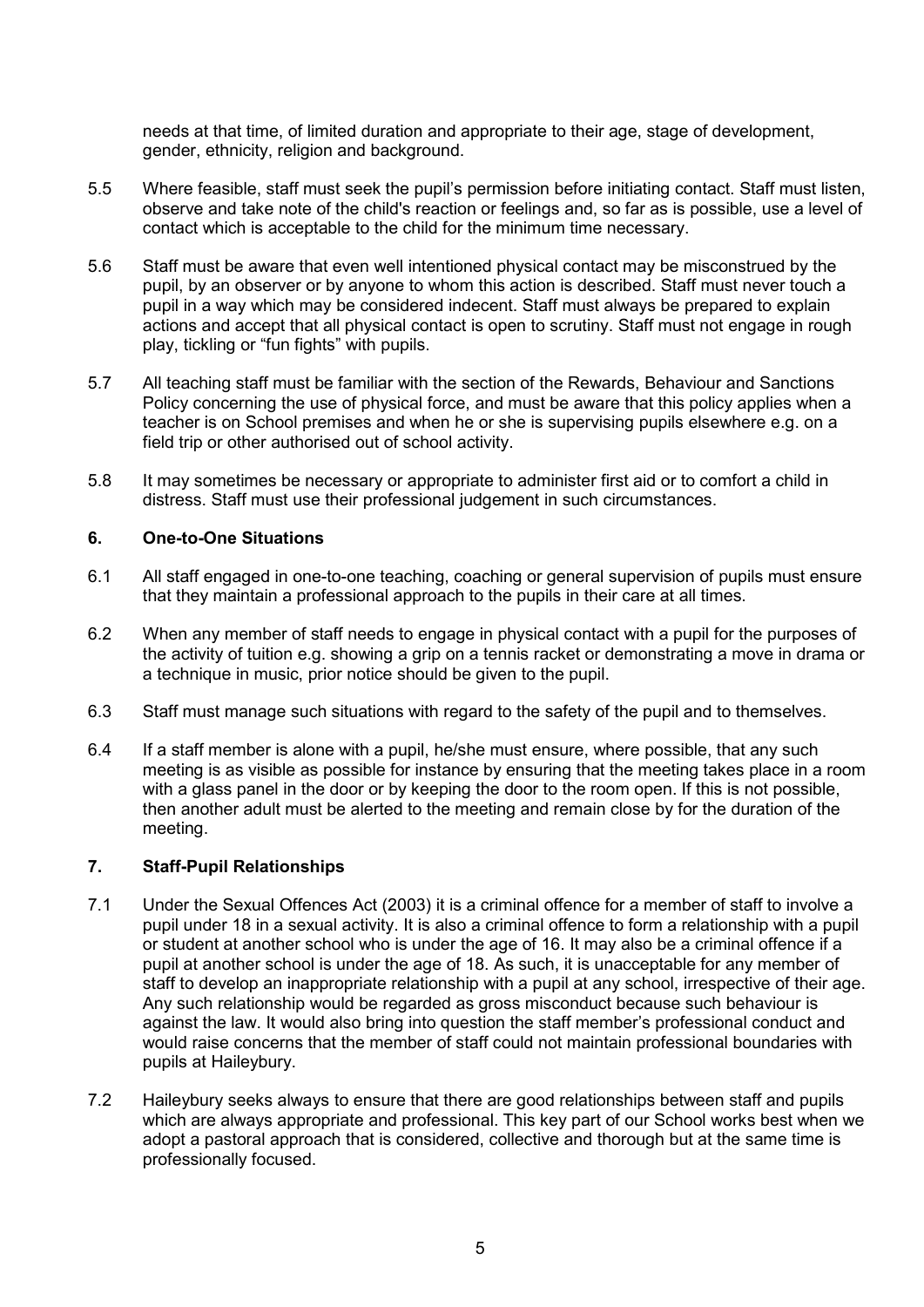needs at that time, of limited duration and appropriate to their age, stage of development, gender, ethnicity, religion and background.

5.5 Where feasible, staff must seek the pupil's permission before initiating contact. Staff must listen, observe and take note of the child's reaction or feelings and, so far as is possible, use a level of contact which is acceptable to the child for the minimum time necessary.

5.6 Staff must be aware that even well intentioned physical contact may be misconstrued by the pupil, by an observer or by anyone to whom this action is described. Staff must never touch a pupil in a way which may be considered indecent. Staff must always be prepared to explain actions and accept that all physical contact is open to scrutiny. Staff must not engage in rough play, tickling or "fun fights" with pupils.

5.7 All teaching staff must be familiar with the section of the Rewards, Behaviour and Sanctions Policy concerning the use of physical force, and must be aware that this policy applies when a teacher is on School premises and when he or she is supervising pupils elsewhere e.g. on a field trip or other authorised out of school activity.

5.8 It may sometimes be necessary or appropriate to administer first aid or to comfort a child in distress. Staff must use their professional judgement in such circumstances.

### 6. One-to-One Situations

6.1 All staff engaged in one-to-one teaching, coaching or general supervision of pupils must ensure that they maintain a professional approach to the pupils in their care at all times.

6.2 When any member of staff needs to engage in physical contact with a pupil for the purposes of the activity of tuition e.g. showing a grip on a tennis racket or demonstrating a move in drama or a technique in music, prior notice should be given to the pupil.

6.3 Staff must manage such situations with regard to the safety of the pupil and to themselves.

6.4 If a staff member is alone with a pupil, he/she must ensure, where possible, that any such meeting is as visible as possible for instance by ensuring that the meeting takes place in a room with a glass panel in the door or by keeping the door to the room open. If this is not possible, then another adult must be alerted to the meeting and remain close by for the duration of the meeting.

### 7. Staff-Pupil Relationships

7.1 Under the Sexual Offences Act (2003) it is a criminal offence for a member of staff to involve a pupil under 18 in a sexual activity. It is also a criminal offence to form a relationship with a pupil or student at another school who is under the age of 16. It may also be a criminal offence if a pupil at another school is under the age of 18. As such, it is unacceptable for any member of staff to develop an inappropriate relationship with a pupil at any school, irrespective of their age. Any such relationship would be regarded as gross misconduct because such behaviour is against the law. It would also bring into question the staff member's professional conduct and would raise concerns that the member of staff could not maintain professional boundaries with pupils at Haileybury.

7.2 Haileybury seeks always to ensure that there are good relationships between staff and pupils which are always appropriate and professional. This key part of our School works best when we adopt a pastoral approach that is considered, collective and thorough but at the same time is professionally focused.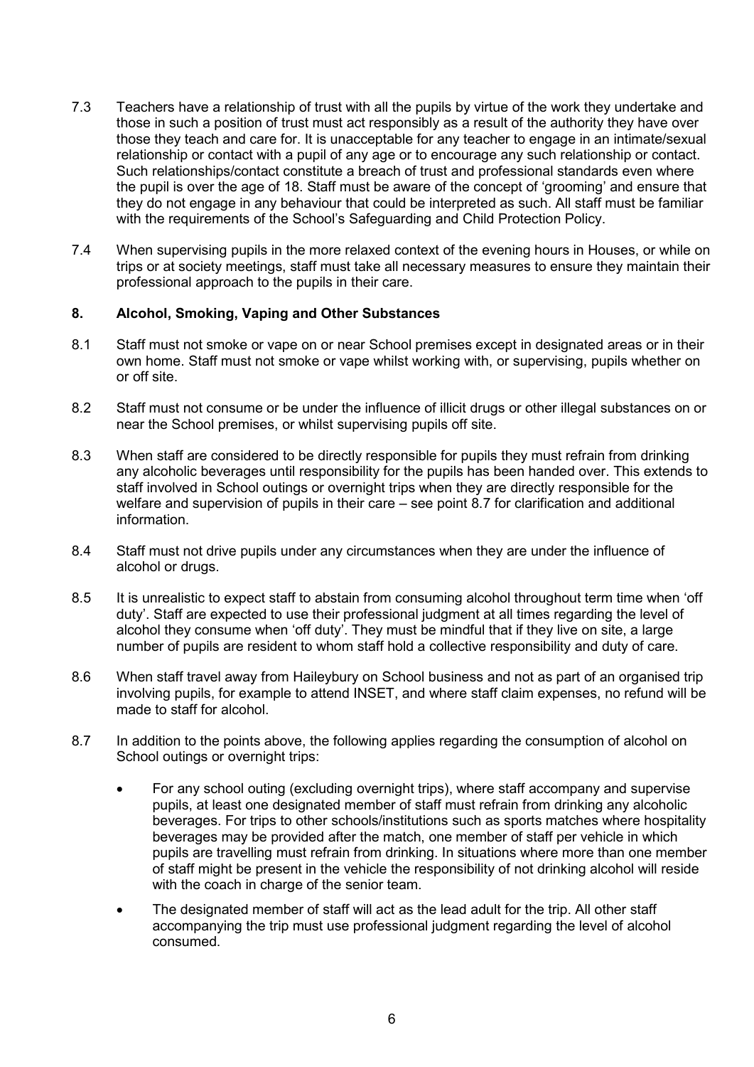7.3 Teachers have a relationship of trust with all the pupils by virtue of the work they undertake and those in such a position of trust must act responsibly as a result of the authority they have over those they teach and care for. It is unacceptable for any teacher to engage in an intimate/sexual relationship or contact with a pupil of any age or to encourage any such relationship or contact. Such relationships/contact constitute a breach of trust and professional standards even where the pupil is over the age of 18. Staff must be aware of the concept of 'grooming' and ensure that they do not engage in any behaviour that could be interpreted as such. All staff must be familiar with the requirements of the School's Safeguarding and Child Protection Policy.

7.4 When supervising pupils in the more relaxed context of the evening hours in Houses, or while on trips or at society meetings, staff must take all necessary measures to ensure they maintain their professional approach to the pupils in their care.

## 8. Alcohol, Smoking, Vaping and Other Substances

8.1 Staff must not smoke or vape on or near School premises except in designated areas or in their own home. Staff must not smoke or vape whilst working with, or supervising, pupils whether on or off site.

8.2 Staff must not consume or be under the influence of illicit drugs or other illegal substances on or near the School premises, or whilst supervising pupils off site.

8.3 When staff are considered to be directly responsible for pupils they must refrain from drinking any alcoholic beverages until responsibility for the pupils has been handed over. This extends to staff involved in School outings or overnight trips when they are directly responsible for the welfare and supervision of pupils in their care – see point 8.7 for clarification and additional information.

8.4 Staff must not drive pupils under any circumstances when they are under the influence of alcohol or drugs.

8.5 It is unrealistic to expect staff to abstain from consuming alcohol throughout term time when 'off duty'. Staff are expected to use their professional judgment at all times regarding the level of alcohol they consume when 'off duty'. They must be mindful that if they live on site, a large number of pupils are resident to whom staff hold a collective responsibility and duty of care.

8.6 When staff travel away from Haileybury on School business and not as part of an organised trip involving pupils, for example to attend INSET, and where staff claim expenses, no refund will be made to staff for alcohol.

8.7 In addition to the points above, the following applies regarding the consumption of alcohol on School outings or overnight trips:

- For any school outing (excluding overnight trips), where staff accompany and supervise pupils, at least one designated member of staff must refrain from drinking any alcoholic beverages. For trips to other schools/institutions such as sports matches where hospitality beverages may be provided after the match, one member of staff per vehicle in which pupils are travelling must refrain from drinking. In situations where more than one member of staff might be present in the vehicle the responsibility of not drinking alcohol will reside with the coach in charge of the senior team.
- The designated member of staff will act as the lead adult for the trip. All other staff accompanying the trip must use professional judgment regarding the level of alcohol consumed.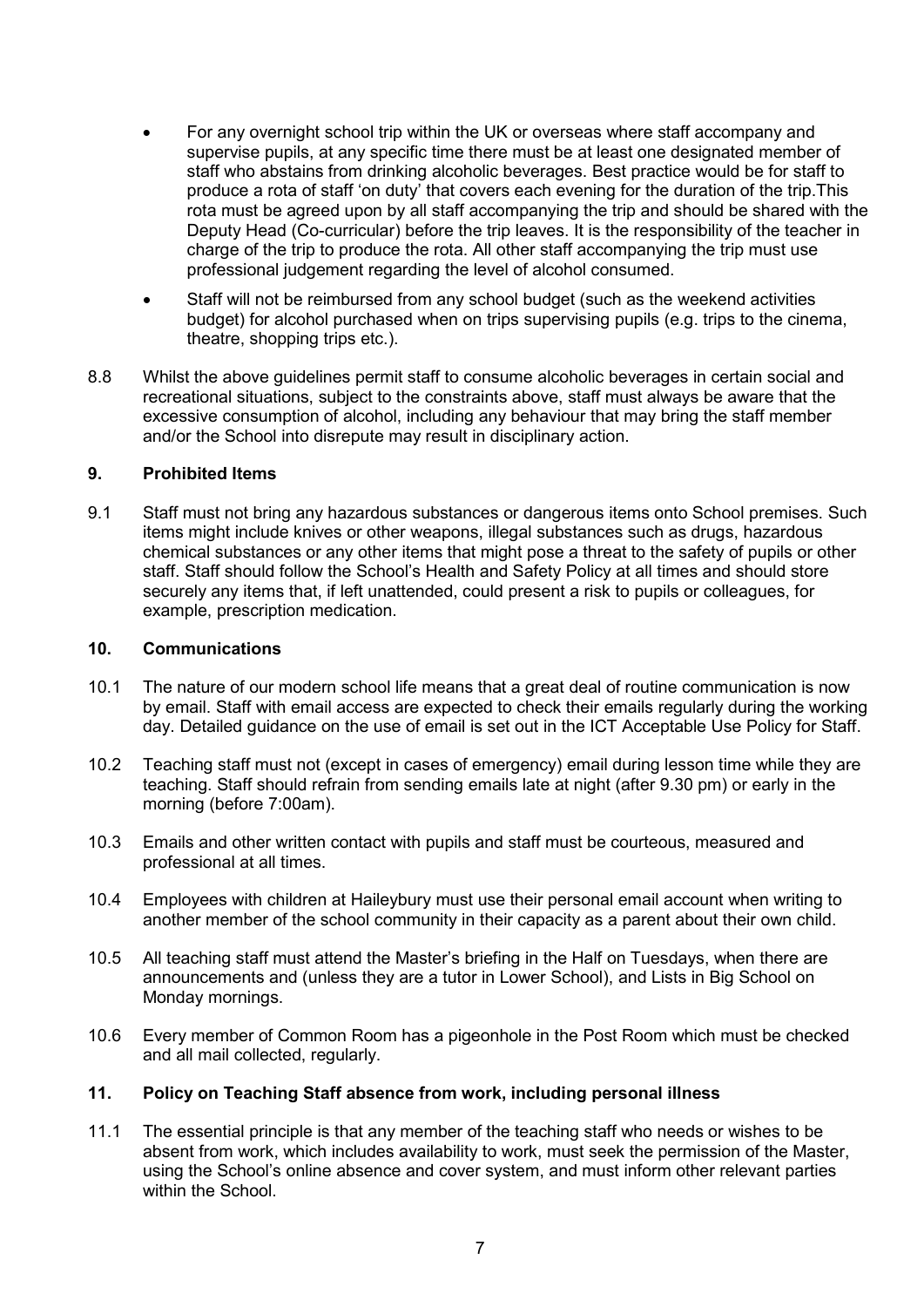- For any overnight school trip within the UK or overseas where staff accompany and supervise pupils, at any specific time there must be at least one designated member of staff who abstains from drinking alcoholic beverages. Best practice would be for staff to produce a rota of staff 'on duty' that covers each evening for the duration of the trip.This rota must be agreed upon by all staff accompanying the trip and should be shared with the Deputy Head (Co-curricular) before the trip leaves. It is the responsibility of the teacher in charge of the trip to produce the rota. All other staff accompanying the trip must use professional judgement regarding the level of alcohol consumed.
- Staff will not be reimbursed from any school budget (such as the weekend activities budget) for alcohol purchased when on trips supervising pupils (e.g. trips to the cinema, theatre, shopping trips etc.).

8.8 Whilst the above guidelines permit staff to consume alcoholic beverages in certain social and recreational situations, subject to the constraints above, staff must always be aware that the excessive consumption of alcohol, including any behaviour that may bring the staff member and/or the School into disrepute may result in disciplinary action.

## 9. Prohibited Items

9.1 Staff must not bring any hazardous substances or dangerous items onto School premises. Such items might include knives or other weapons, illegal substances such as drugs, hazardous chemical substances or any other items that might pose a threat to the safety of pupils or other staff. Staff should follow the School's Health and Safety Policy at all times and should store securely any items that, if left unattended, could present a risk to pupils or colleagues, for example, prescription medication.

## 10. Communications

10.1 The nature of our modern school life means that a great deal of routine communication is now by email. Staff with email access are expected to check their emails regularly during the working day. Detailed guidance on the use of email is set out in the ICT Acceptable Use Policy for Staff.

10.2 Teaching staff must not (except in cases of emergency) email during lesson time while they are teaching. Staff should refrain from sending emails late at night (after 9.30 pm) or early in the morning (before 7:00am).

10.3 Emails and other written contact with pupils and staff must be courteous, measured and professional at all times.

10.4 Employees with children at Haileybury must use their personal email account when writing to another member of the school community in their capacity as a parent about their own child.

10.5 All teaching staff must attend the Master's briefing in the Half on Tuesdays, when there are announcements and (unless they are a tutor in Lower School), and Lists in Big School on Monday mornings.

10.6 Every member of Common Room has a pigeonhole in the Post Room which must be checked and all mail collected, regularly.

## 11. Policy on Teaching Staff absence from work, including personal illness

11.1 The essential principle is that any member of the teaching staff who needs or wishes to be absent from work, which includes availability to work, must seek the permission of the Master, using the School's online absence and cover system, and must inform other relevant parties within the School.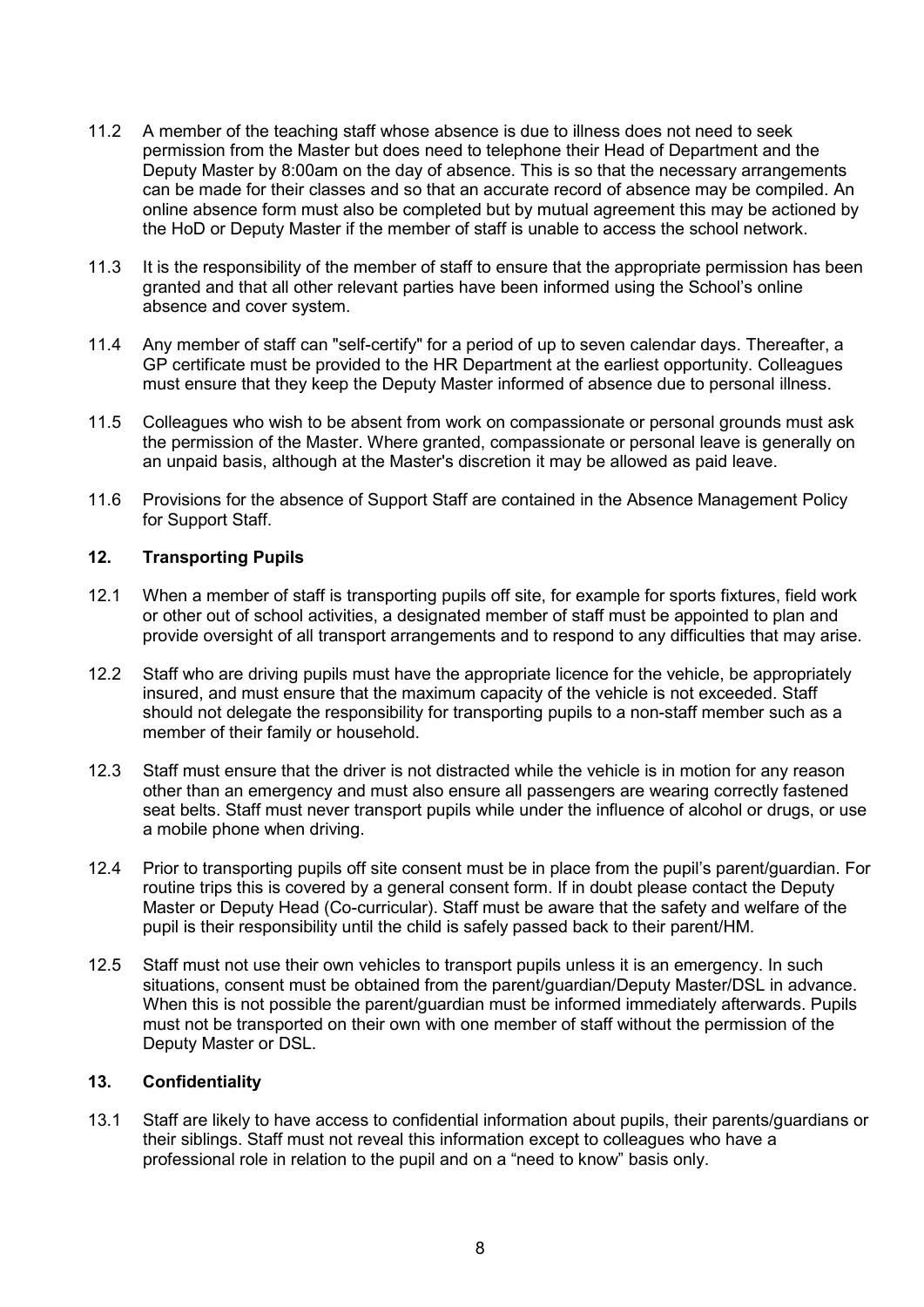11.2 A member of the teaching staff whose absence is due to illness does not need to seek permission from the Master but does need to telephone their Head of Department and the Deputy Master by 8:00am on the day of absence. This is so that the necessary arrangements can be made for their classes and so that an accurate record of absence may be compiled. An online absence form must also be completed but by mutual agreement this may be actioned by the HoD or Deputy Master if the member of staff is unable to access the school network.

11.3 It is the responsibility of the member of staff to ensure that the appropriate permission has been granted and that all other relevant parties have been informed using the School's online absence and cover system.

11.4 Any member of staff can "self-certify" for a period of up to seven calendar days. Thereafter, a GP certificate must be provided to the HR Department at the earliest opportunity. Colleagues must ensure that they keep the Deputy Master informed of absence due to personal illness.

11.5 Colleagues who wish to be absent from work on compassionate or personal grounds must ask the permission of the Master. Where granted, compassionate or personal leave is generally on an unpaid basis, although at the Master's discretion it may be allowed as paid leave.

11.6 Provisions for the absence of Support Staff are contained in the Absence Management Policy for Support Staff.

## 12. Transporting Pupils

12.1 When a member of staff is transporting pupils off site, for example for sports fixtures, field work or other out of school activities, a designated member of staff must be appointed to plan and provide oversight of all transport arrangements and to respond to any difficulties that may arise.

12.2 Staff who are driving pupils must have the appropriate licence for the vehicle, be appropriately insured, and must ensure that the maximum capacity of the vehicle is not exceeded. Staff should not delegate the responsibility for transporting pupils to a non-staff member such as a member of their family or household.

12.3 Staff must ensure that the driver is not distracted while the vehicle is in motion for any reason other than an emergency and must also ensure all passengers are wearing correctly fastened seat belts. Staff must never transport pupils while under the influence of alcohol or drugs, or use a mobile phone when driving.

12.4 Prior to transporting pupils off site consent must be in place from the pupil's parent/guardian. For routine trips this is covered by a general consent form. If in doubt please contact the Deputy Master or Deputy Head (Co-curricular). Staff must be aware that the safety and welfare of the pupil is their responsibility until the child is safely passed back to their parent/HM.

12.5 Staff must not use their own vehicles to transport pupils unless it is an emergency. In such situations, consent must be obtained from the parent/guardian/Deputy Master/DSL in advance. When this is not possible the parent/guardian must be informed immediately afterwards. Pupils must not be transported on their own with one member of staff without the permission of the Deputy Master or DSL.

## 13. Confidentiality

13.1 Staff are likely to have access to confidential information about pupils, their parents/guardians or their siblings. Staff must not reveal this information except to colleagues who have a professional role in relation to the pupil and on a "need to know" basis only.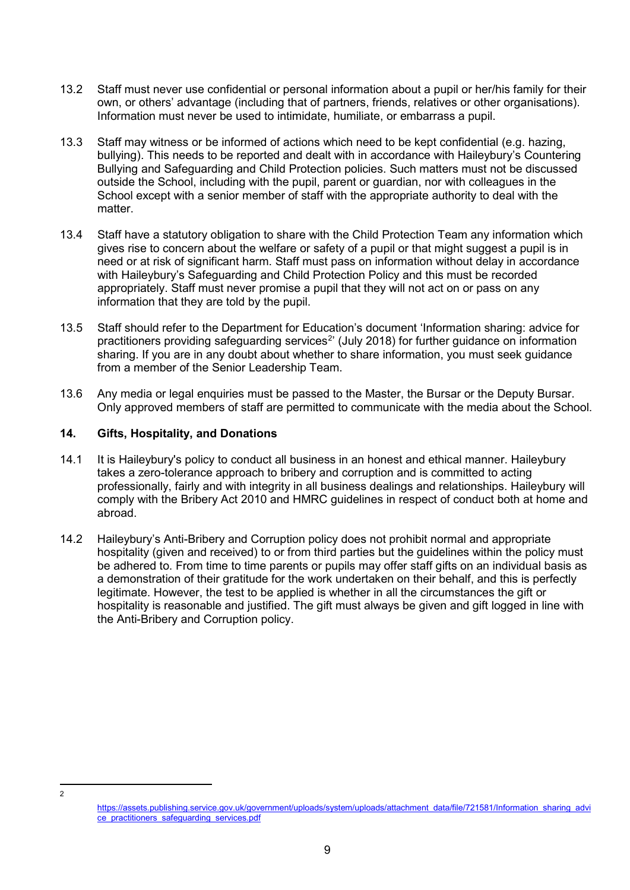13.2 Staff must never use confidential or personal information about a pupil or her/his family for their own, or others' advantage (including that of partners, friends, relatives or other organisations). Information must never be used to intimidate, humiliate, or embarrass a pupil.

13.3 Staff may witness or be informed of actions which need to be kept confidential (e.g. hazing, bullying). This needs to be reported and dealt with in accordance with Haileybury's Countering Bullying and Safeguarding and Child Protection policies. Such matters must not be discussed outside the School, including with the pupil, parent or guardian, nor with colleagues in the School except with a senior member of staff with the appropriate authority to deal with the matter.

13.4 Staff have a statutory obligation to share with the Child Protection Team any information which gives rise to concern about the welfare or safety of a pupil or that might suggest a pupil is in need or at risk of significant harm. Staff must pass on information without delay in accordance with Haileybury's Safeguarding and Child Protection Policy and this must be recorded appropriately. Staff must never promise a pupil that they will not act on or pass on any information that they are told by the pupil.

13.5 Staff should refer to the Department for Education's document 'Information sharing: advice for practitioners providing safeguarding services[2]' (July 2018) for further guidance on information sharing. If you are in any doubt about whether to share information, you must seek guidance from a member of the Senior Leadership Team.

13.6 Any media or legal enquiries must be passed to the Master, the Bursar or the Deputy Bursar. Only approved members of staff are permitted to communicate with the media about the School.

## 14. Gifts, Hospitality, and Donations

14.1 It is Haileybury's policy to conduct all business in an honest and ethical manner. Haileybury takes a zero-tolerance approach to bribery and corruption and is committed to acting professionally, fairly and with integrity in all business dealings and relationships. Haileybury will comply with the Bribery Act 2010 and HMRC guidelines in respect of conduct both at home and abroad.

14.2 Haileybury's Anti-Bribery and Corruption policy does not prohibit normal and appropriate hospitality (given and received) to or from third parties but the guidelines within the policy must be adhered to. From time to time parents or pupils may offer staff gifts on an individual basis as a demonstration of their gratitude for the work undertaken on their behalf, and this is perfectly legitimate. However, the test to be applied is whether in all the circumstances the gift or hospitality is reasonable and justified. The gift must always be given and gift logged in line with the Anti-Bribery and Corruption policy.

---

[2] https://assets.publishing.service.gov.uk/government/uploads/system/uploads/attachment_data/file/721581/Information_sharing_advice_practitioners_safeguarding_services.pdf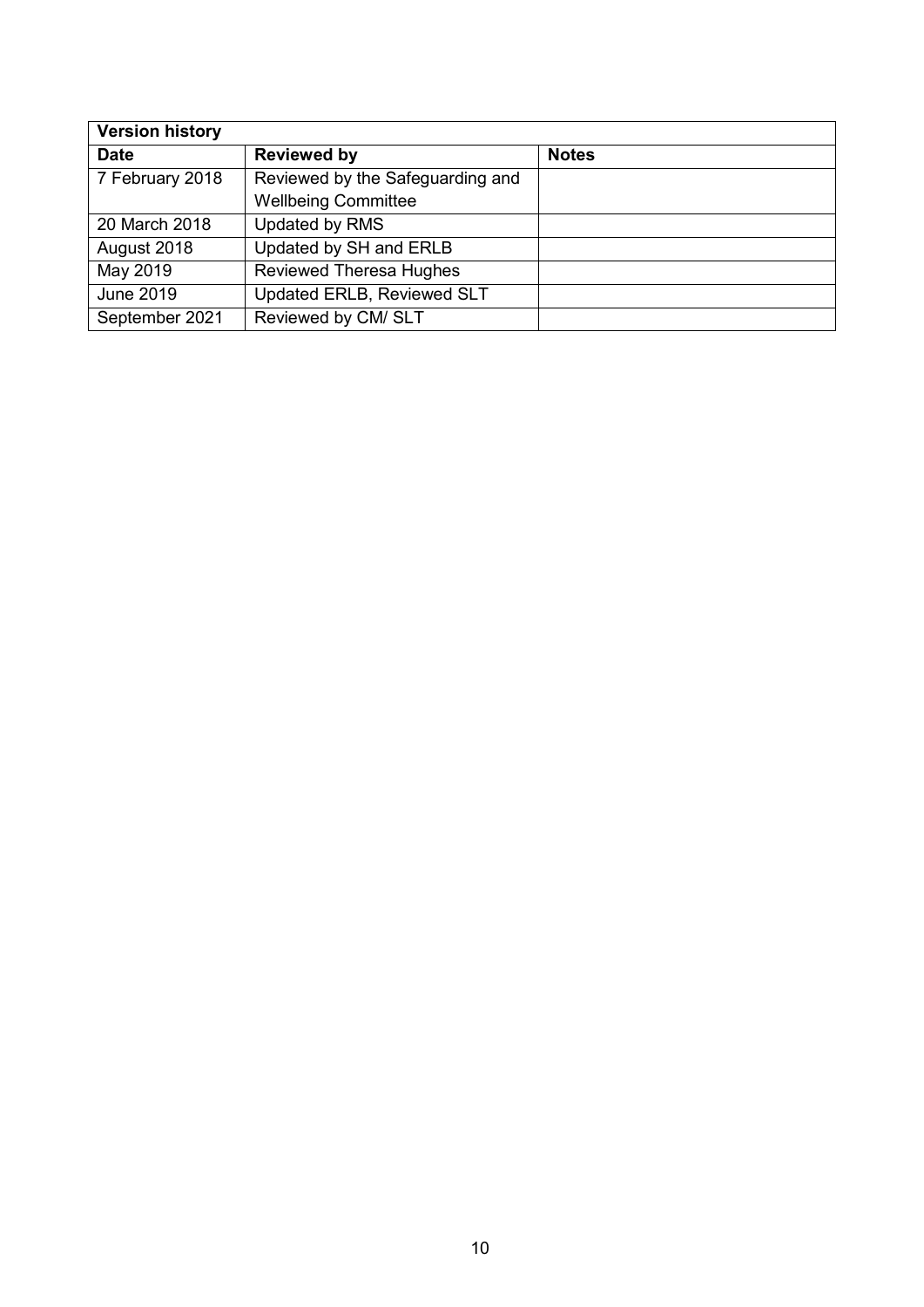| Version history | | |
|---|---|---|
| **Date** | **Reviewed by** | **Notes** |
| 7 February 2018 | Reviewed by the Safeguarding and Wellbeing Committee | |
| 20 March 2018 | Updated by RMS | |
| August 2018 | Updated by SH and ERLB | |
| May 2019 | Reviewed Theresa Hughes | |
| June 2019 | Updated ERLB, Reviewed SLT | |
| September 2021 | Reviewed by CM/ SLT | |